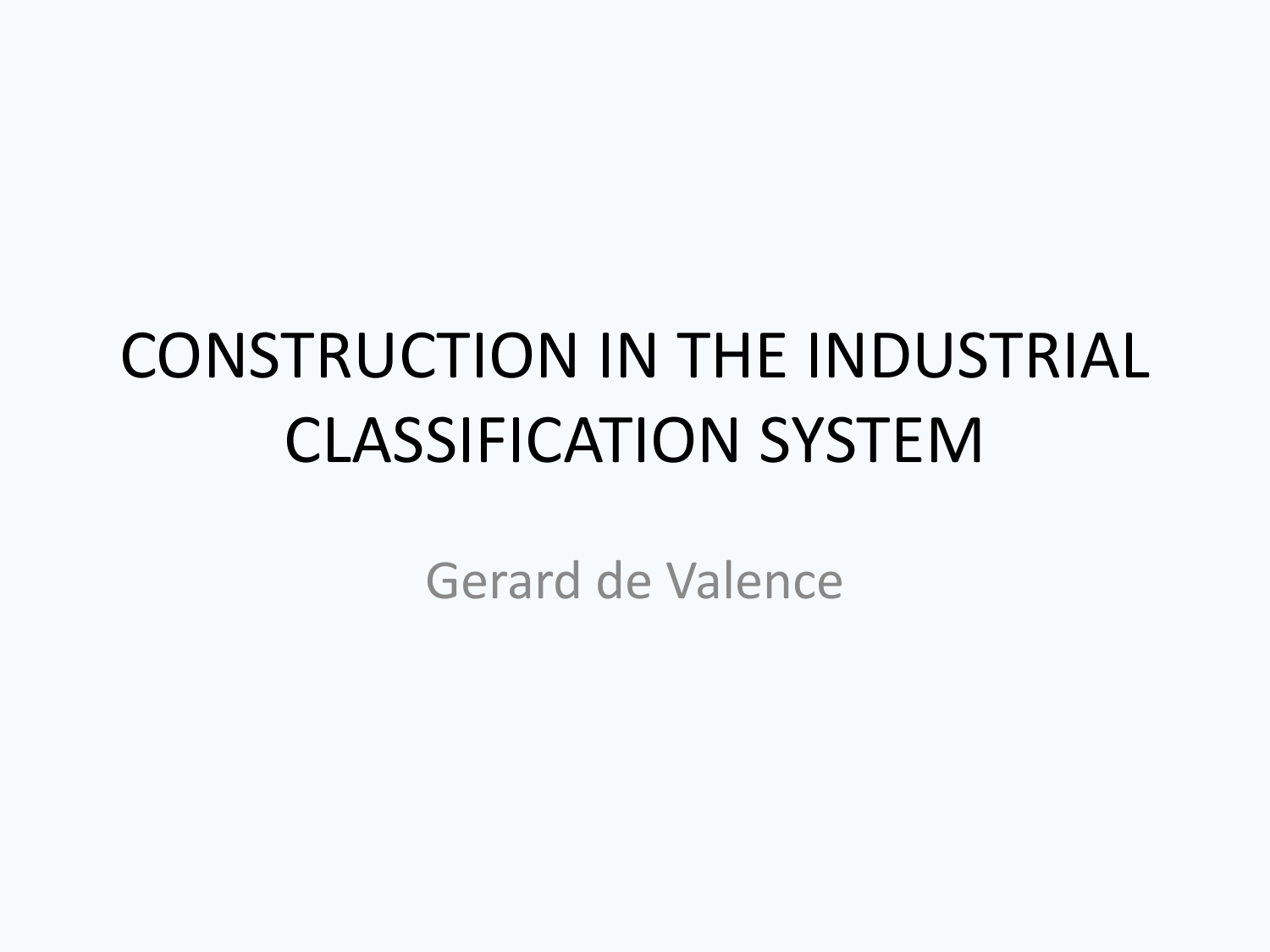# CONSTRUCTION IN THE INDUSTRIAL CLASSIFICATION SYSTEM

Gerard de Valence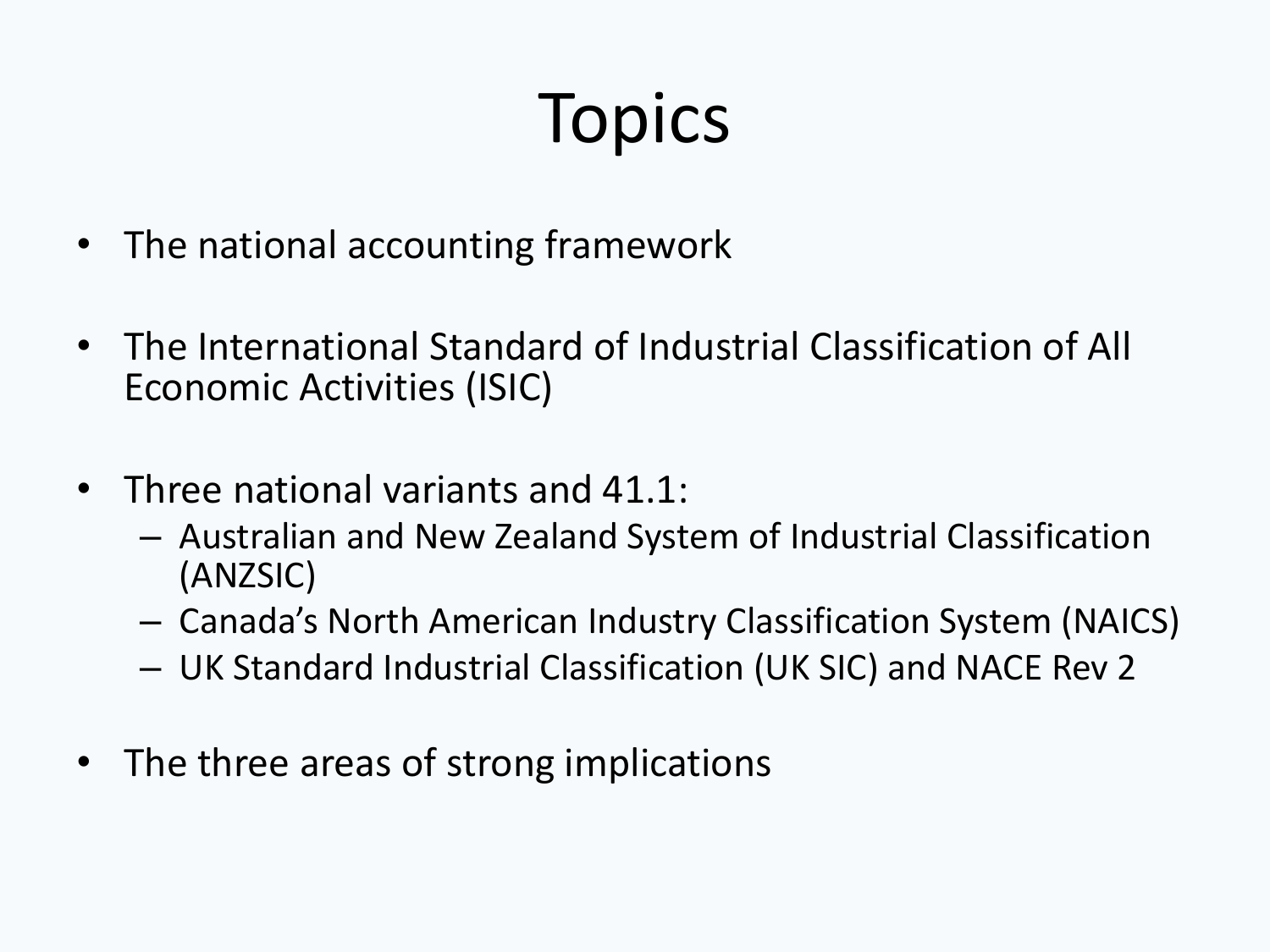# Topics

- The national accounting framework
- The International Standard of Industrial Classification of All Economic Activities (ISIC)
- Three national variants and 41.1:
  - Australian and New Zealand System of Industrial Classification (ANZSIC)
  - Canada's North American Industry Classification System (NAICS)
  - UK Standard Industrial Classification (UK SIC) and NACE Rev 2
- The three areas of strong implications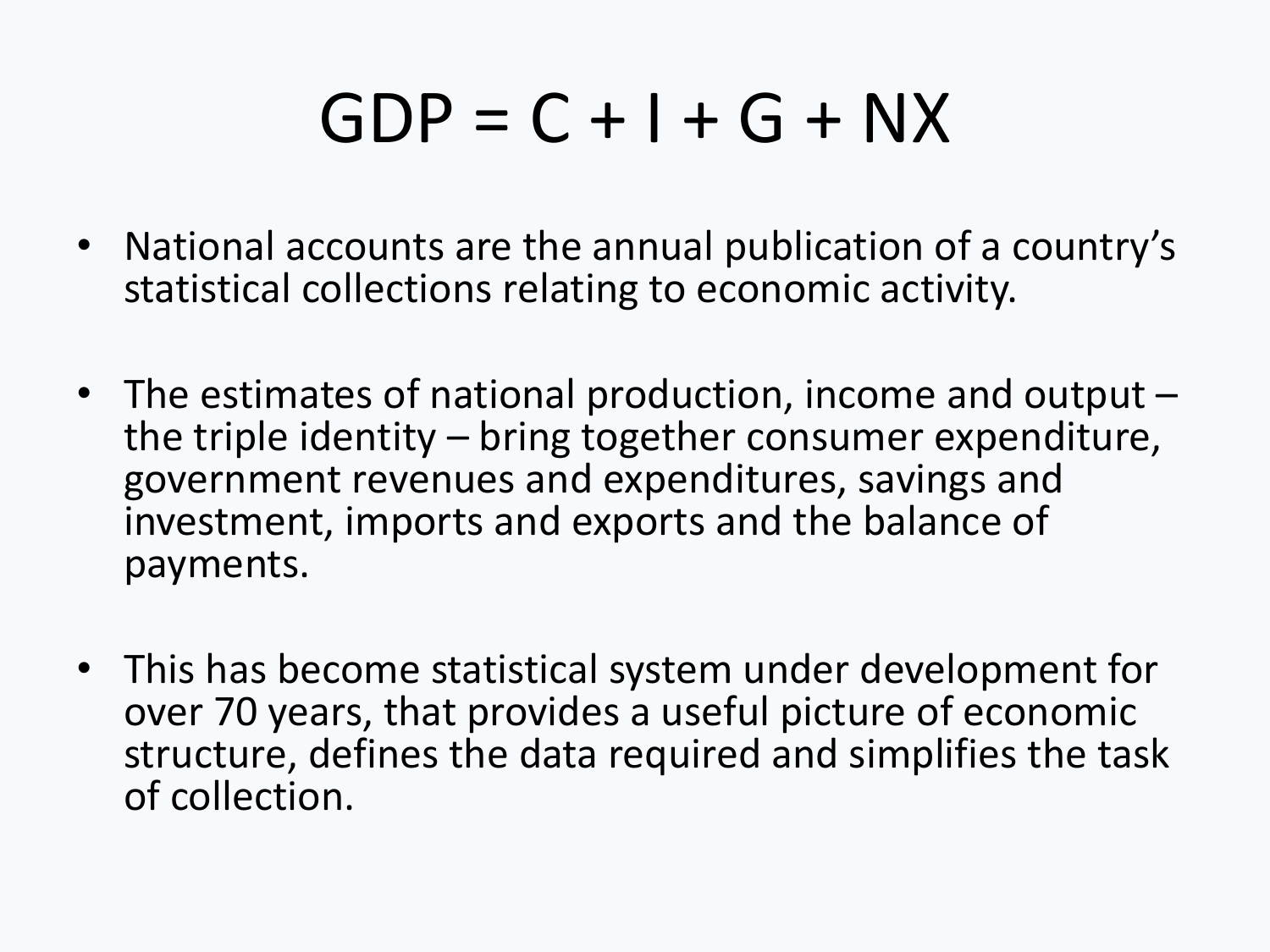# $GDP = C + I + G + NX$

- National accounts are the annual publication of a country's statistical collections relating to economic activity.
- The estimates of national production, income and output – the triple identity – bring together consumer expenditure, government revenues and expenditures, savings and investment, imports and exports and the balance of payments.
- This has become statistical system under development for over 70 years, that provides a useful picture of economic structure, defines the data required and simplifies the task of collection.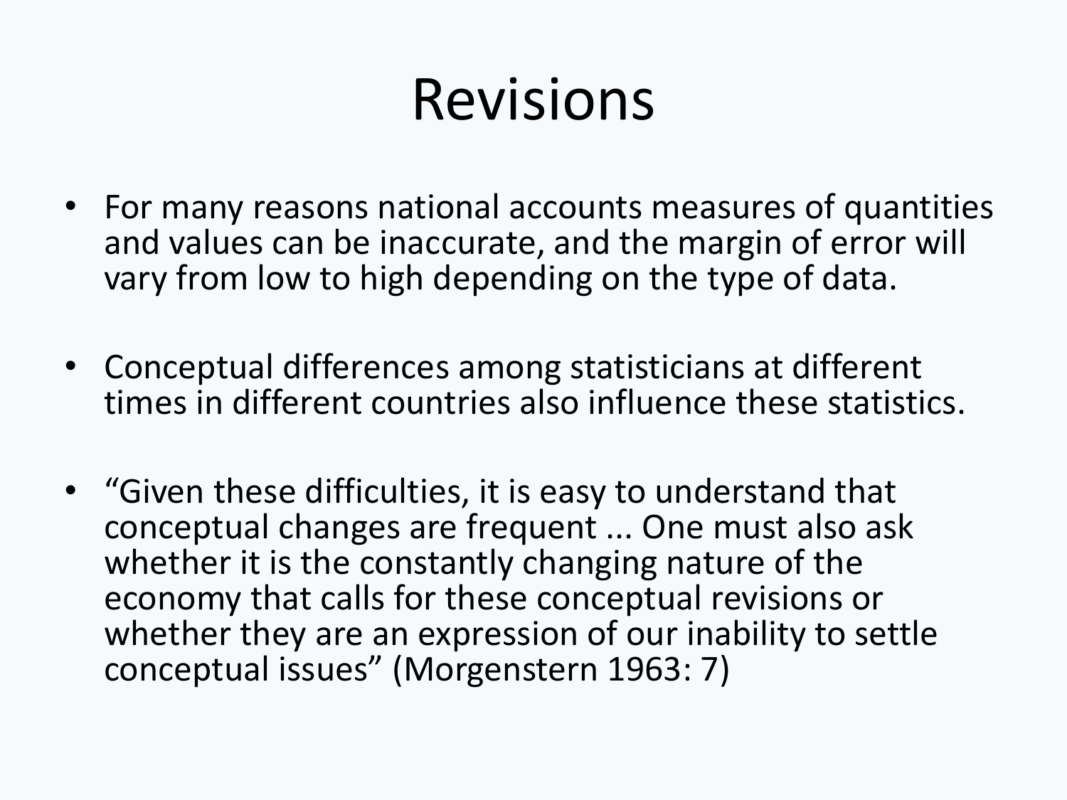# Revisions

- For many reasons national accounts measures of quantities and values can be inaccurate, and the margin of error will vary from low to high depending on the type of data.

- Conceptual differences among statisticians at different times in different countries also influence these statistics.

- "Given these difficulties, it is easy to understand that conceptual changes are frequent ... One must also ask whether it is the constantly changing nature of the economy that calls for these conceptual revisions or whether they are an expression of our inability to settle conceptual issues" (Morgenstern 1963: 7)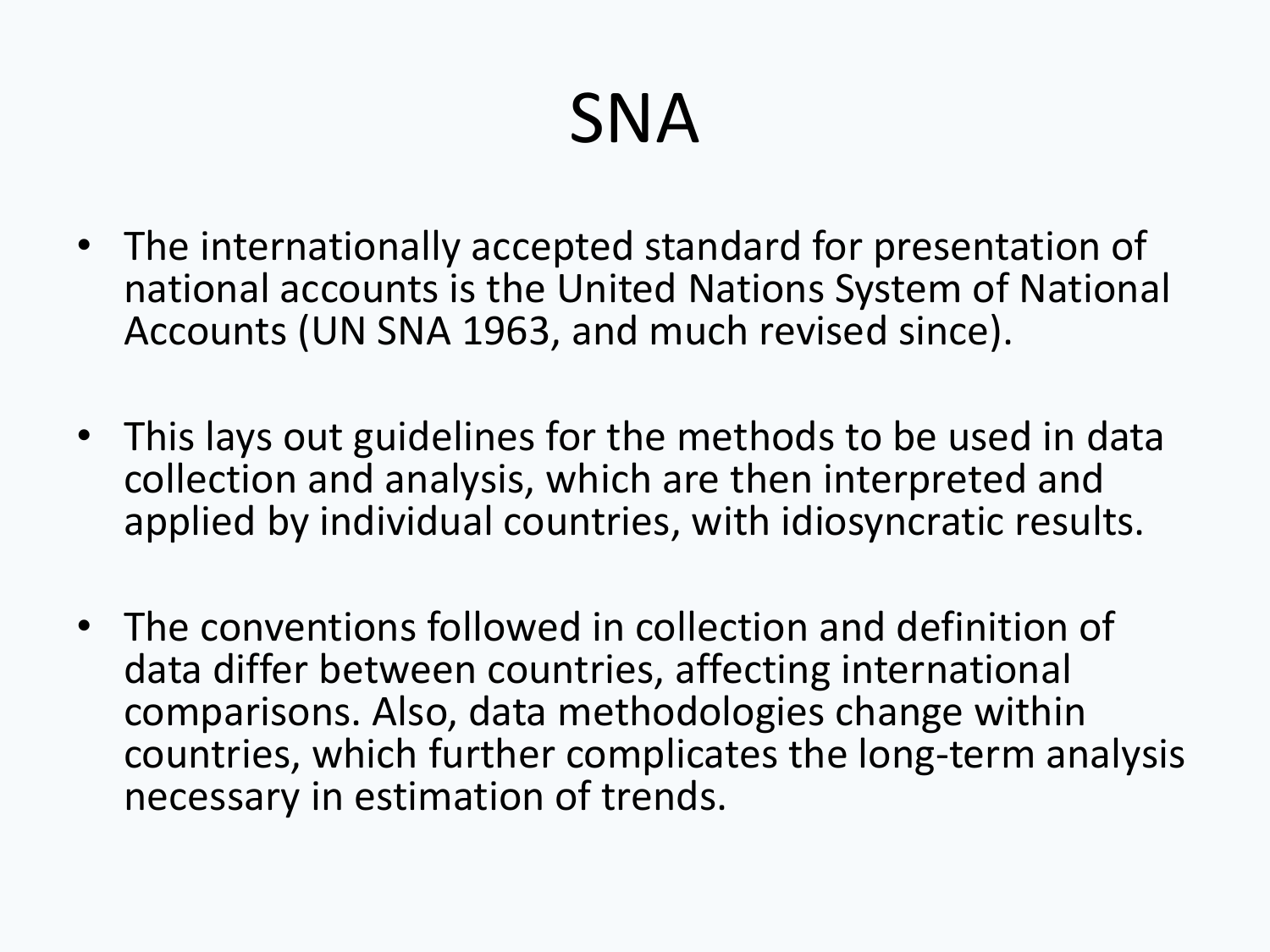# SNA

- The internationally accepted standard for presentation of national accounts is the United Nations System of National Accounts (UN SNA 1963, and much revised since).

- This lays out guidelines for the methods to be used in data collection and analysis, which are then interpreted and applied by individual countries, with idiosyncratic results.

- The conventions followed in collection and definition of data differ between countries, affecting international comparisons. Also, data methodologies change within countries, which further complicates the long-term analysis necessary in estimation of trends.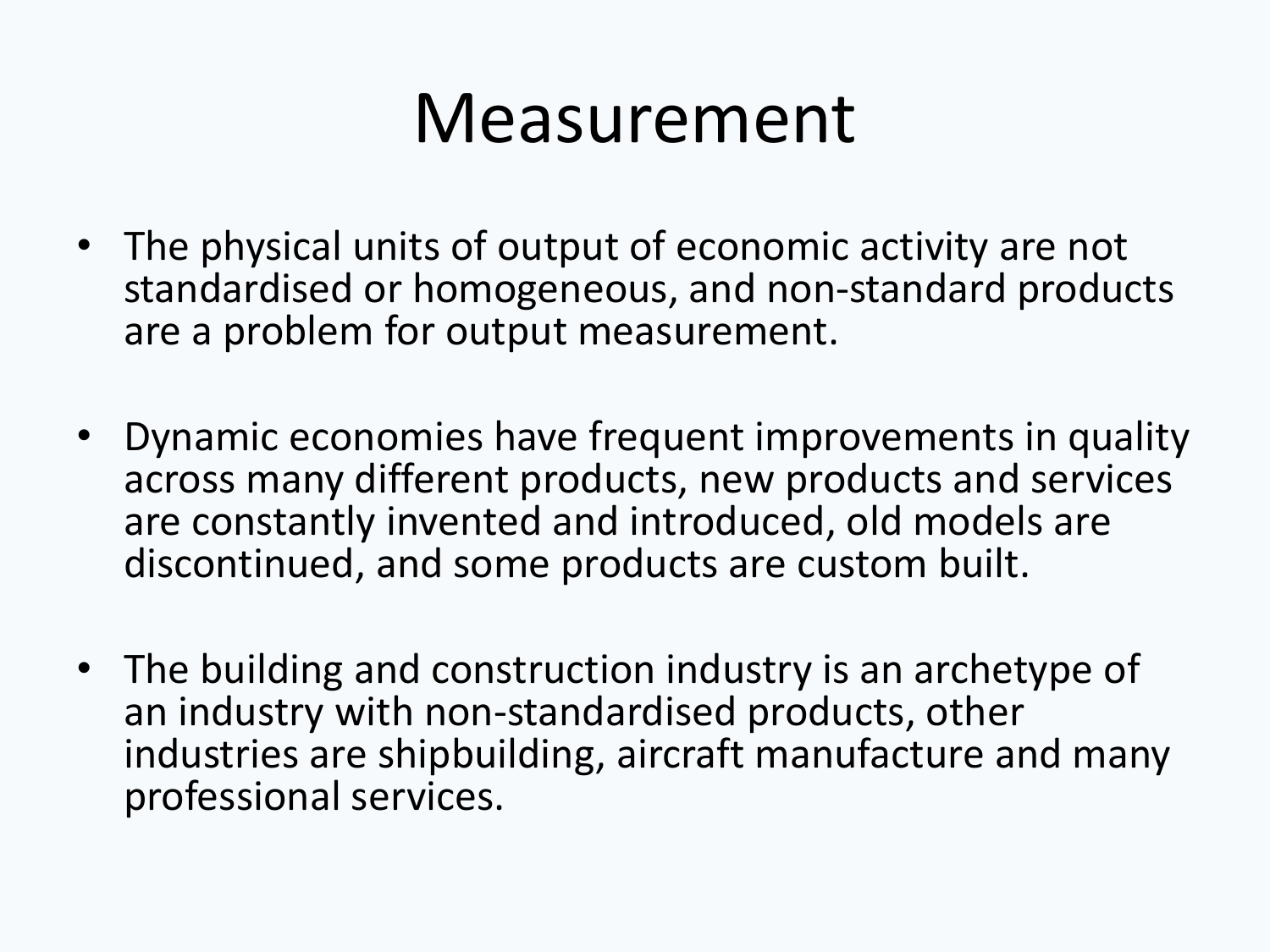# Measurement

- The physical units of output of economic activity are not standardised or homogeneous, and non-standard products are a problem for output measurement.
- Dynamic economies have frequent improvements in quality across many different products, new products and services are constantly invented and introduced, old models are discontinued, and some products are custom built.
- The building and construction industry is an archetype of an industry with non-standardised products, other industries are shipbuilding, aircraft manufacture and many professional services.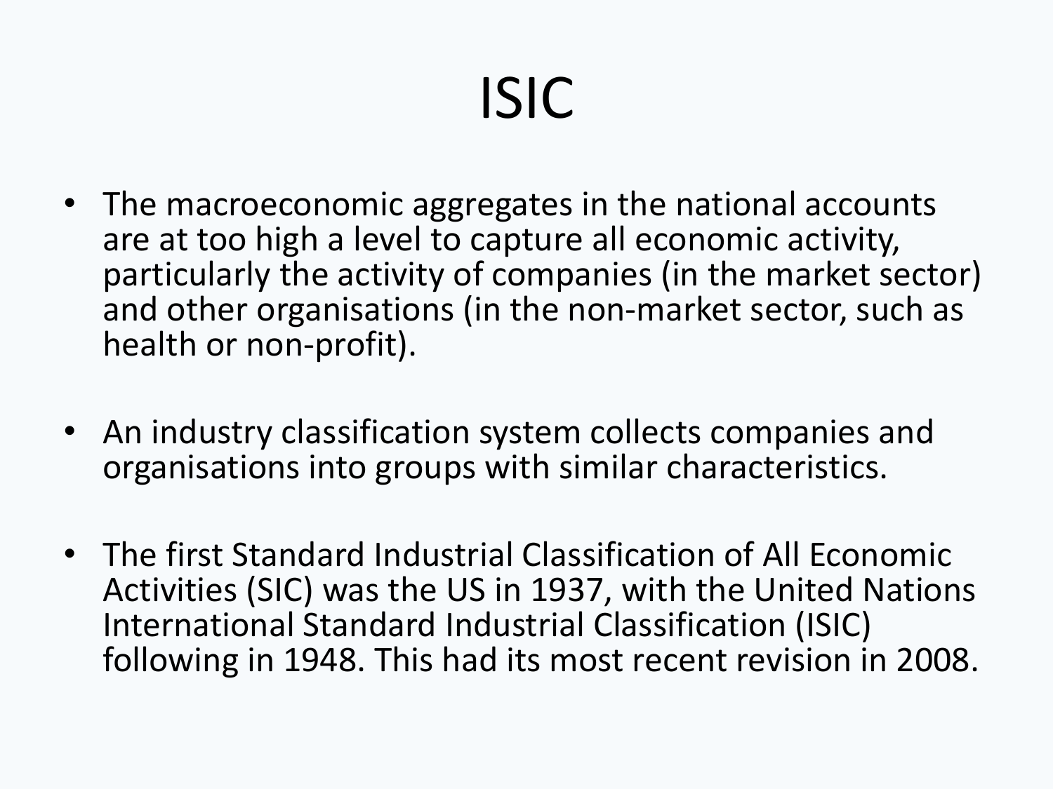# ISIC

- The macroeconomic aggregates in the national accounts are at too high a level to capture all economic activity, particularly the activity of companies (in the market sector) and other organisations (in the non-market sector, such as health or non-profit).

- An industry classification system collects companies and organisations into groups with similar characteristics.

- The first Standard Industrial Classification of All Economic Activities (SIC) was the US in 1937, with the United Nations International Standard Industrial Classification (ISIC) following in 1948. This had its most recent revision in 2008.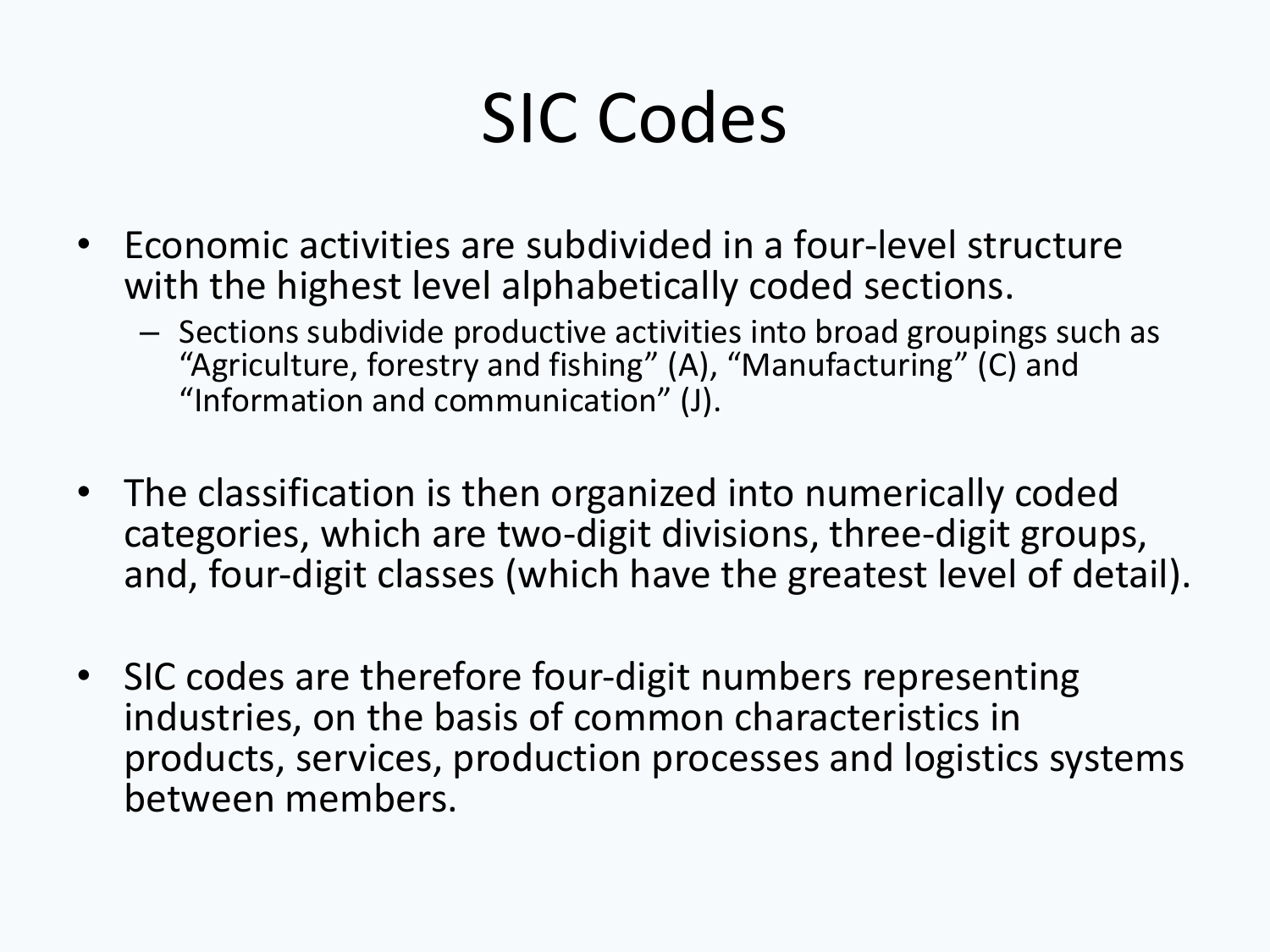# SIC Codes

- Economic activities are subdivided in a four-level structure with the highest level alphabetically coded sections.
  - Sections subdivide productive activities into broad groupings such as “Agriculture, forestry and fishing” (A), “Manufacturing” (C) and “Information and communication” (J).

- The classification is then organized into numerically coded categories, which are two-digit divisions, three-digit groups, and, four-digit classes (which have the greatest level of detail).

- SIC codes are therefore four-digit numbers representing industries, on the basis of common characteristics in products, services, production processes and logistics systems between members.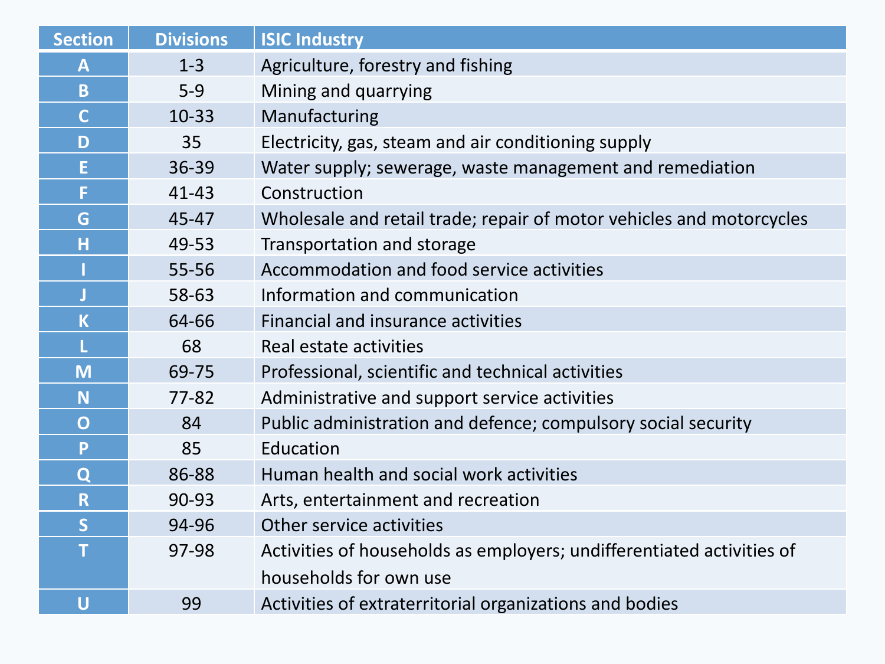| Section | Divisions | ISIC Industry |
| --- | --- | --- |
| A | 1-3 | Agriculture, forestry and fishing |
| B | 5-9 | Mining and quarrying |
| C | 10-33 | Manufacturing |
| D | 35 | Electricity, gas, steam and air conditioning supply |
| E | 36-39 | Water supply; sewerage, waste management and remediation |
| F | 41-43 | Construction |
| G | 45-47 | Wholesale and retail trade; repair of motor vehicles and motorcycles |
| H | 49-53 | Transportation and storage |
| I | 55-56 | Accommodation and food service activities |
| J | 58-63 | Information and communication |
| K | 64-66 | Financial and insurance activities |
| L | 68 | Real estate activities |
| M | 69-75 | Professional, scientific and technical activities |
| N | 77-82 | Administrative and support service activities |
| O | 84 | Public administration and defence; compulsory social security |
| P | 85 | Education |
| Q | 86-88 | Human health and social work activities |
| R | 90-93 | Arts, entertainment and recreation |
| S | 94-96 | Other service activities |
| T | 97-98 | Activities of households as employers; undifferentiated activities of households for own use |
| U | 99 | Activities of extraterritorial organizations and bodies |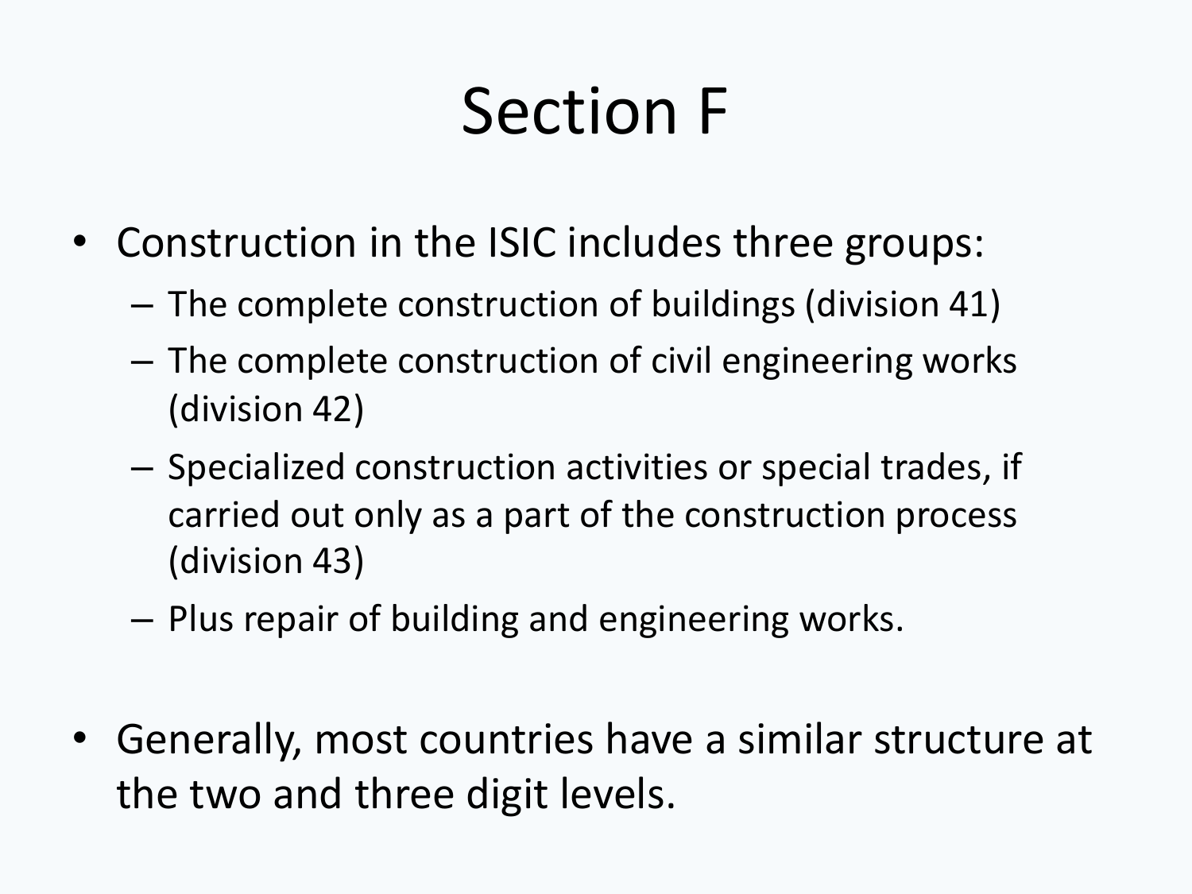# Section F

- Construction in the ISIC includes three groups:
  - The complete construction of buildings (division 41)
  - The complete construction of civil engineering works (division 42)
  - Specialized construction activities or special trades, if carried out only as a part of the construction process (division 43)
  - Plus repair of building and engineering works.
- Generally, most countries have a similar structure at the two and three digit levels.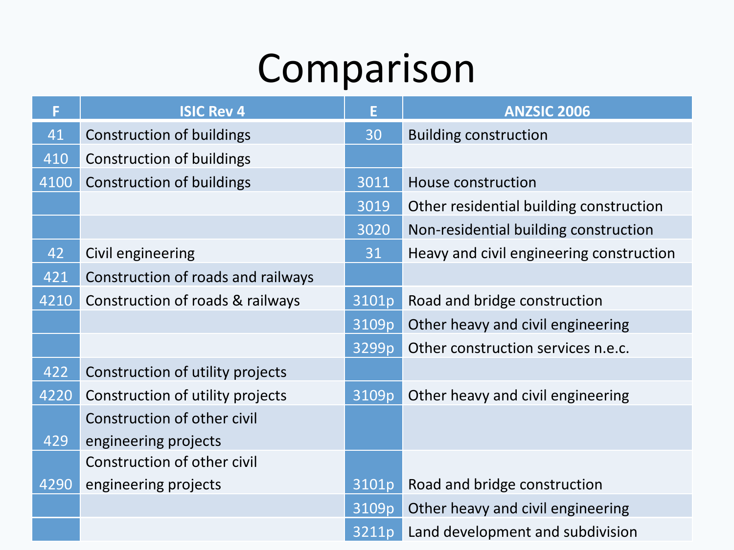# Comparison

| F | ISIC Rev 4 | E | ANZSIC 2006 |
|---|---|---|---|
| 41 | Construction of buildings | 30 | Building construction |
| 410 | Construction of buildings | | |
| 4100 | Construction of buildings | 3011 | House construction |
| | | 3019 | Other residential building construction |
| | | 3020 | Non-residential building construction |
| 42 | Civil engineering | 31 | Heavy and civil engineering construction |
| 421 | Construction of roads and railways | | |
| 4210 | Construction of roads & railways | 3101p | Road and bridge construction |
| | | 3109p | Other heavy and civil engineering |
| | | 3299p | Other construction services n.e.c. |
| 422 | Construction of utility projects | | |
| 4220 | Construction of utility projects | 3109p | Other heavy and civil engineering |
| 429 | Construction of other civil engineering projects | | |
| 4290 | Construction of other civil engineering projects | 3101p | Road and bridge construction |
| | | 3109p | Other heavy and civil engineering |
| | | 3211p | Land development and subdivision |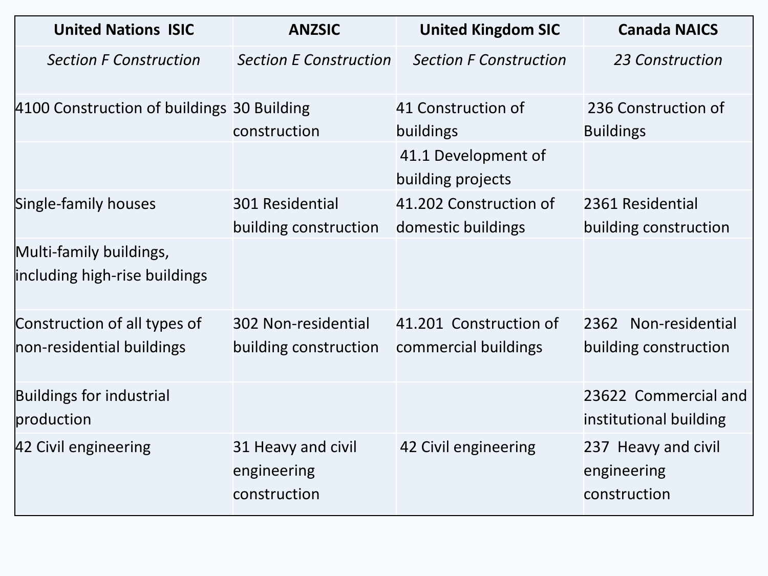| United Nations ISIC | ANZSIC | United Kingdom SIC | Canada NAICS |
|---|---|---|---|
| *Section F Construction* | *Section E Construction* | *Section F Construction* | *23 Construction* |
| 4100 Construction of buildings | 30 Building construction | 41 Construction of buildings | 236 Construction of Buildings |
| | | 41.1 Development of building projects | |
| Single-family houses | 301 Residential building construction | 41.202 Construction of domestic buildings | 2361 Residential building construction |
| Multi-family buildings, including high-rise buildings | | | |
| Construction of all types of non-residential buildings | 302 Non-residential building construction | 41.201 Construction of commercial buildings | 2362 Non-residential building construction |
| Buildings for industrial production | | | 23622 Commercial and institutional building |
| 42 Civil engineering | 31 Heavy and civil engineering construction | 42 Civil engineering | 237 Heavy and civil engineering construction |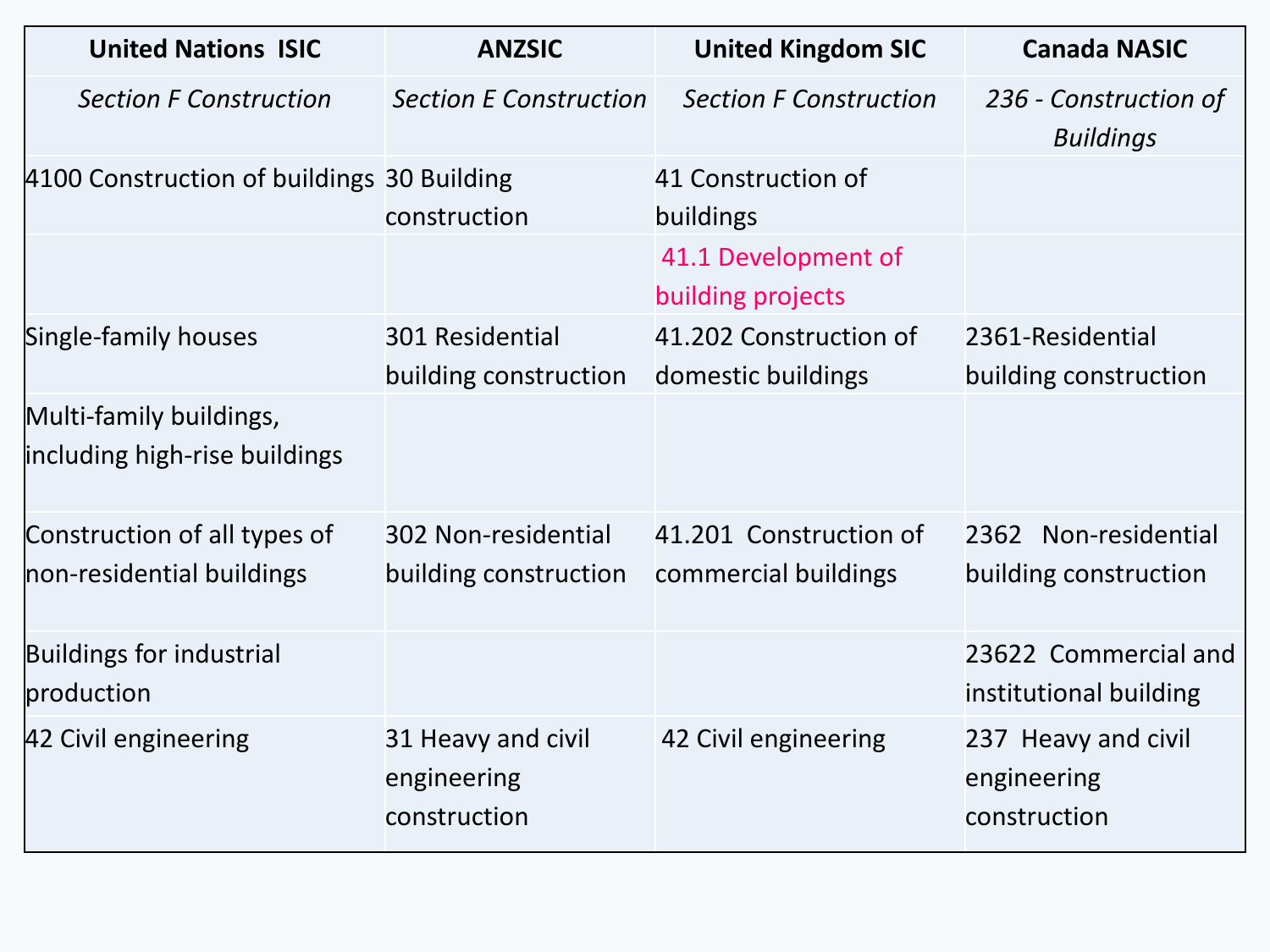| United Nations ISIC | ANZSIC | United Kingdom SIC | Canada NASIC |
|---|---|---|---|
| *Section F Construction* | *Section E Construction* | *Section F Construction* | *236 - Construction of Buildings* |
| 4100 Construction of buildings | 30 Building construction | 41 Construction of buildings | |
| | | 41.1 Development of building projects | |
| Single-family houses | 301 Residential building construction | 41.202 Construction of domestic buildings | 2361-Residential building construction |
| Multi-family buildings, including high-rise buildings | | | |
| Construction of all types of non-residential buildings | 302 Non-residential building construction | 41.201 Construction of commercial buildings | 2362 Non-residential building construction |
| Buildings for industrial production | | | 23622 Commercial and institutional building |
| 42 Civil engineering | 31 Heavy and civil engineering construction | 42 Civil engineering | 237 Heavy and civil engineering construction |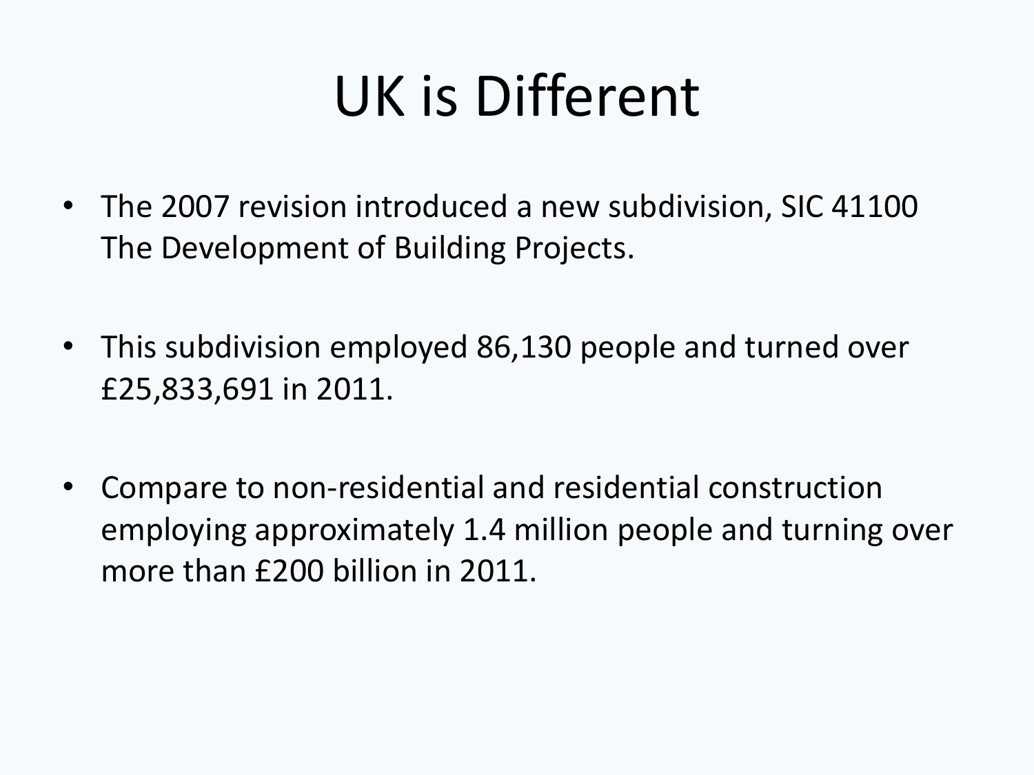# UK is Different

- The 2007 revision introduced a new subdivision, SIC 41100 The Development of Building Projects.
- This subdivision employed 86,130 people and turned over £25,833,691 in 2011.
- Compare to non-residential and residential construction employing approximately 1.4 million people and turning over more than £200 billion in 2011.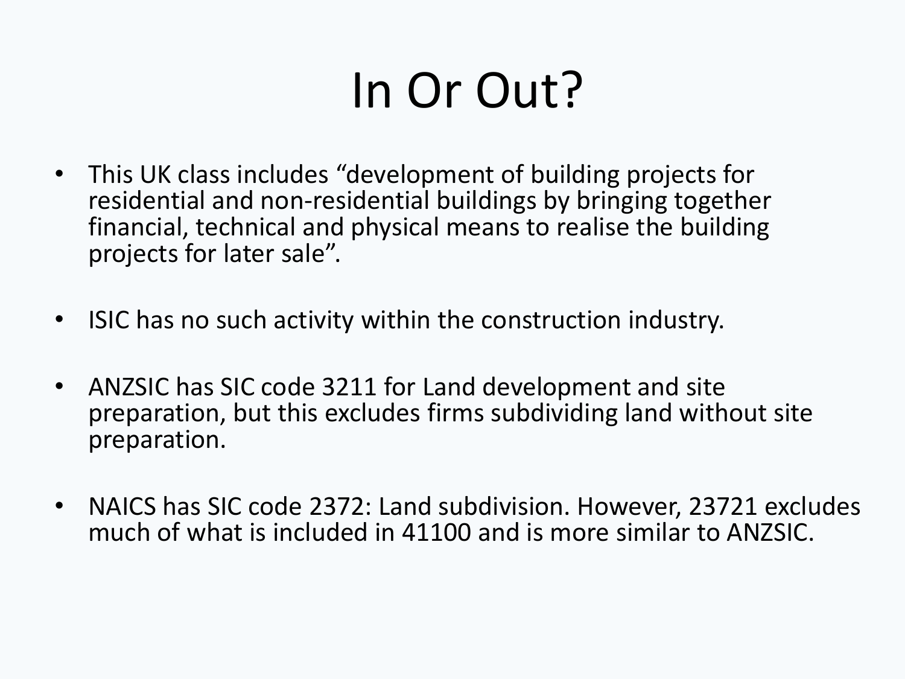# In Or Out?

- This UK class includes "development of building projects for residential and non-residential buildings by bringing together financial, technical and physical means to realise the building projects for later sale".

- ISIC has no such activity within the construction industry.

- ANZSIC has SIC code 3211 for Land development and site preparation, but this excludes firms subdividing land without site preparation.

- NAICS has SIC code 2372: Land subdivision. However, 23721 excludes much of what is included in 41100 and is more similar to ANZSIC.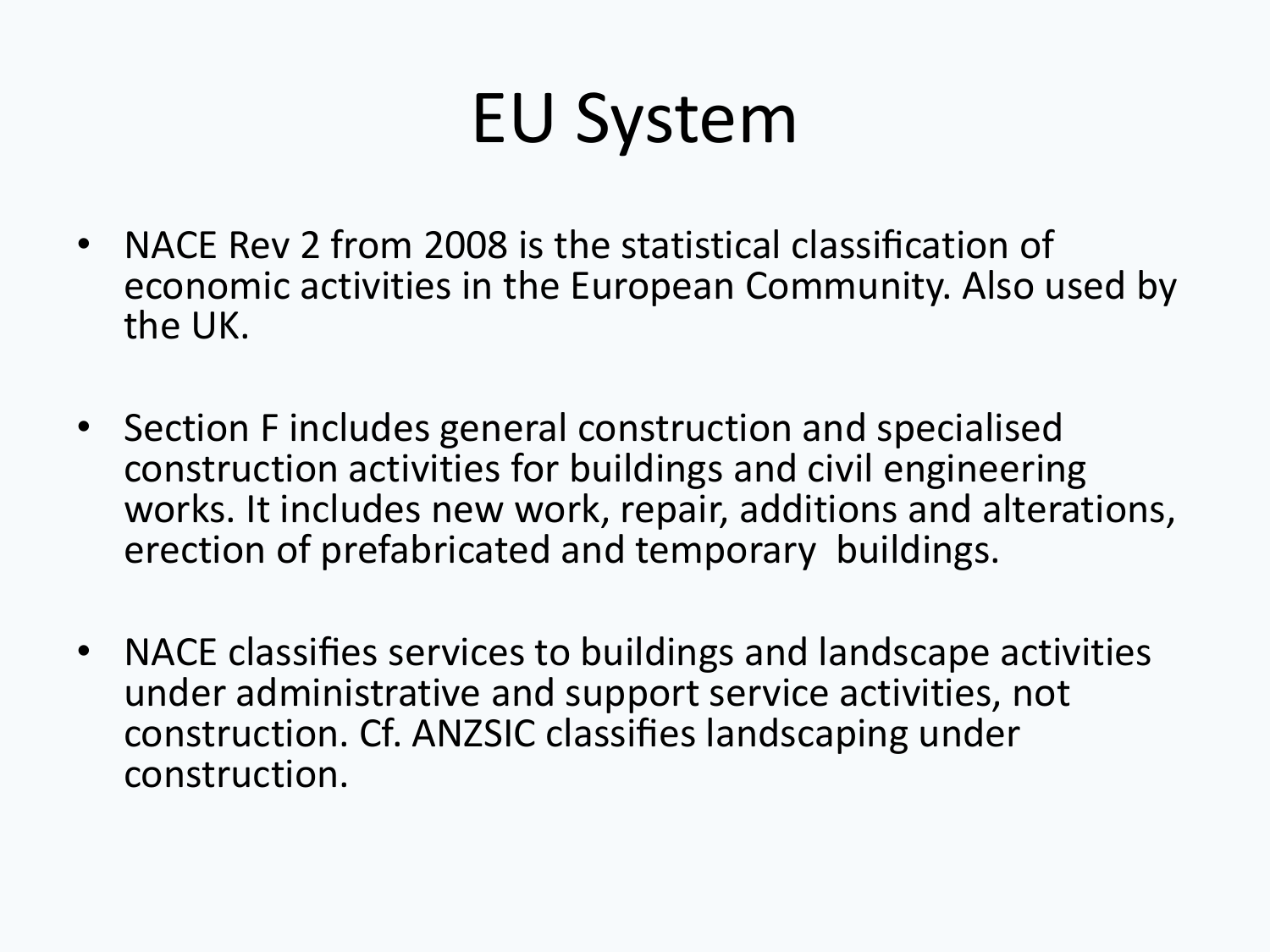# EU System

- NACE Rev 2 from 2008 is the statistical classification of economic activities in the European Community. Also used by the UK.
- Section F includes general construction and specialised construction activities for buildings and civil engineering works. It includes new work, repair, additions and alterations, erection of prefabricated and temporary buildings.
- NACE classifies services to buildings and landscape activities under administrative and support service activities, not construction. Cf. ANZSIC classifies landscaping under construction.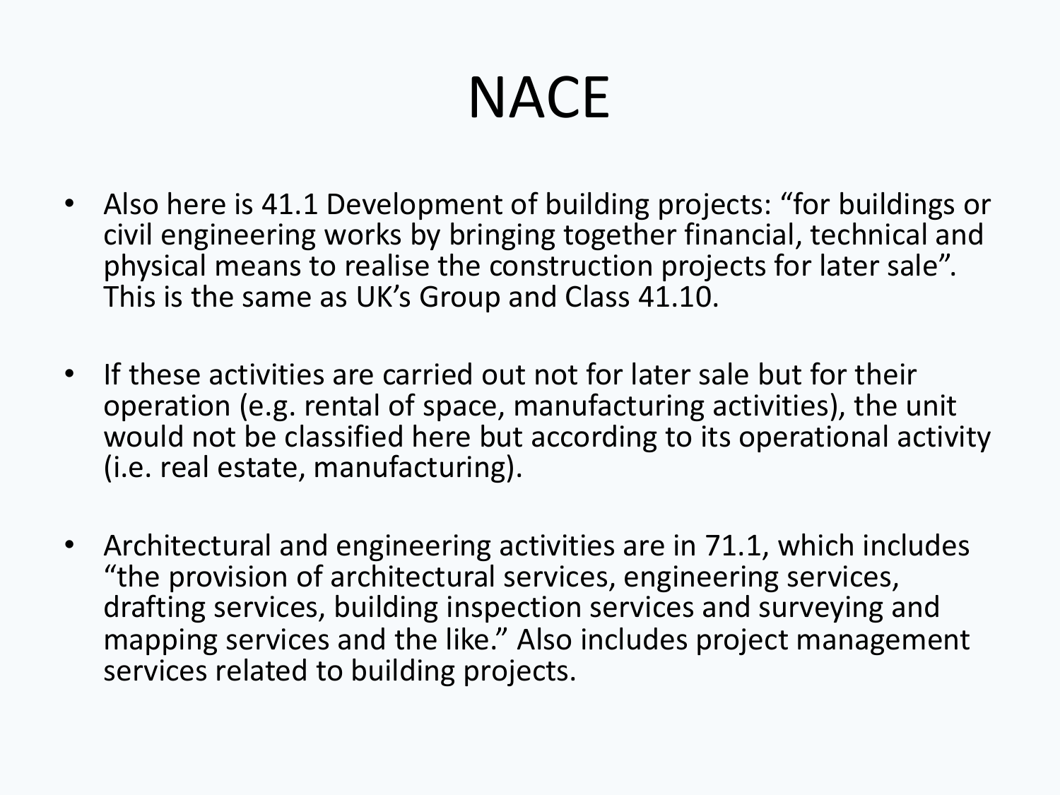# NACE

- Also here is 41.1 Development of building projects: “for buildings or civil engineering works by bringing together financial, technical and physical means to realise the construction projects for later sale”. This is the same as UK’s Group and Class 41.10.
- If these activities are carried out not for later sale but for their operation (e.g. rental of space, manufacturing activities), the unit would not be classified here but according to its operational activity (i.e. real estate, manufacturing).
- Architectural and engineering activities are in 71.1, which includes “the provision of architectural services, engineering services, drafting services, building inspection services and surveying and mapping services and the like.” Also includes project management services related to building projects.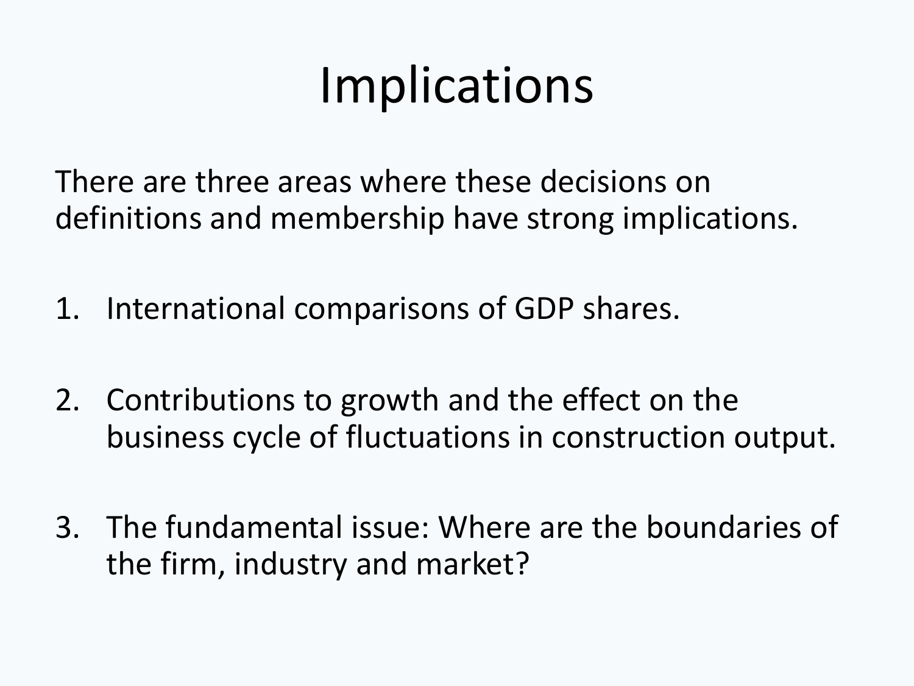# Implications

There are three areas where these decisions on definitions and membership have strong implications.

1. International comparisons of GDP shares.

2. Contributions to growth and the effect on the business cycle of fluctuations in construction output.

3. The fundamental issue: Where are the boundaries of the firm, industry and market?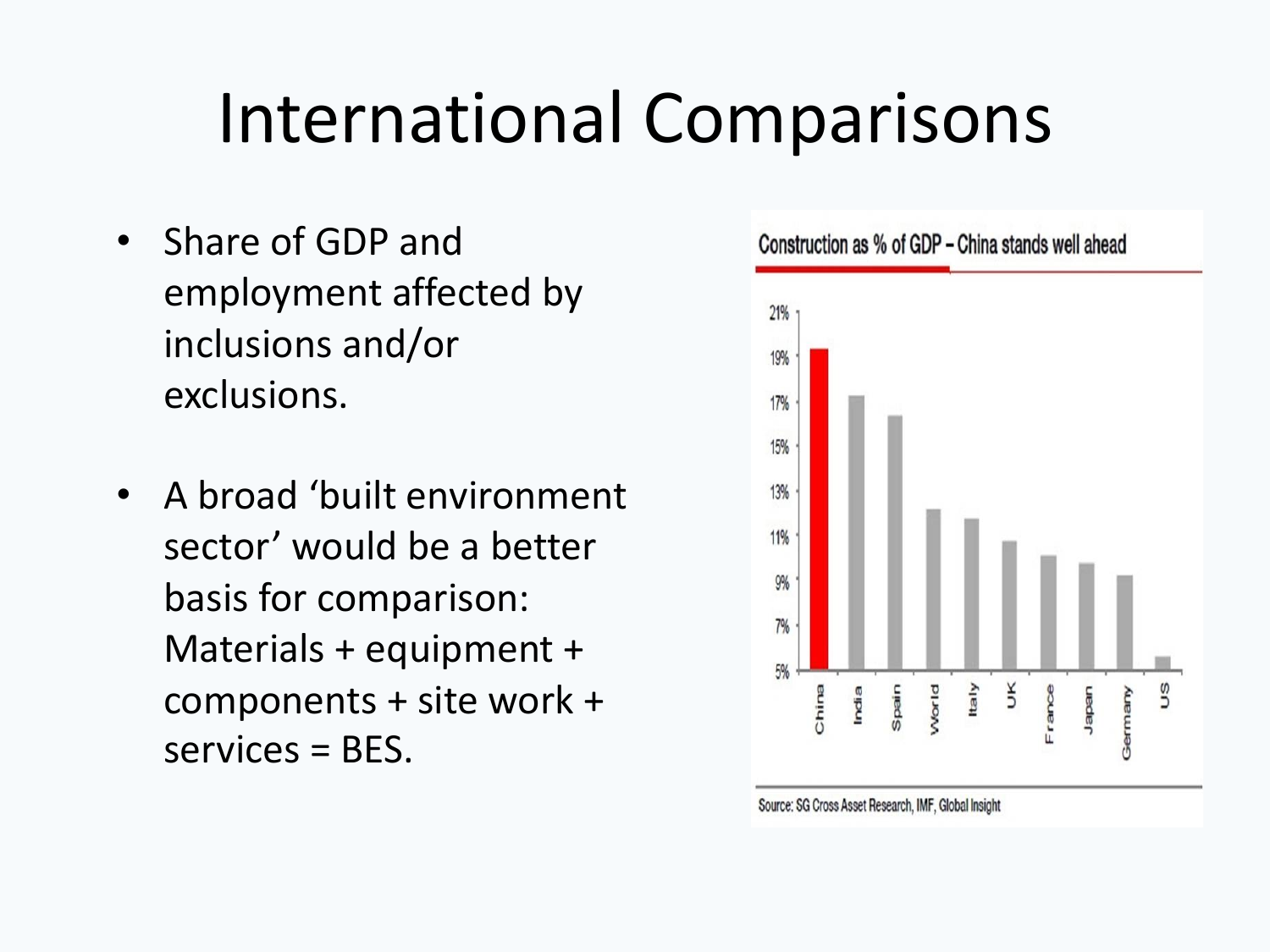# International Comparisons

- Share of GDP and employment affected by inclusions and/or exclusions.
- A broad 'built environment sector' would be a better basis for comparison: Materials + equipment + components + site work + services = BES.

Construction as % of GDP – China stands well ahead

Source: SG Cross Asset Research, IMF, Global Insight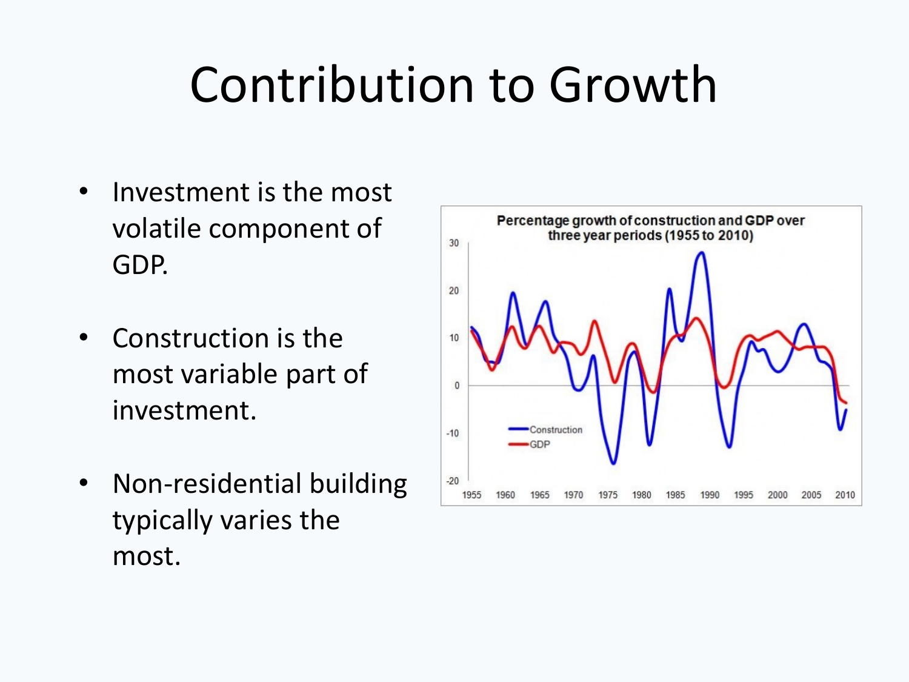# Contribution to Growth

- Investment is the most volatile component of GDP.
- Construction is the most variable part of investment.
- Non-residential building typically varies the most.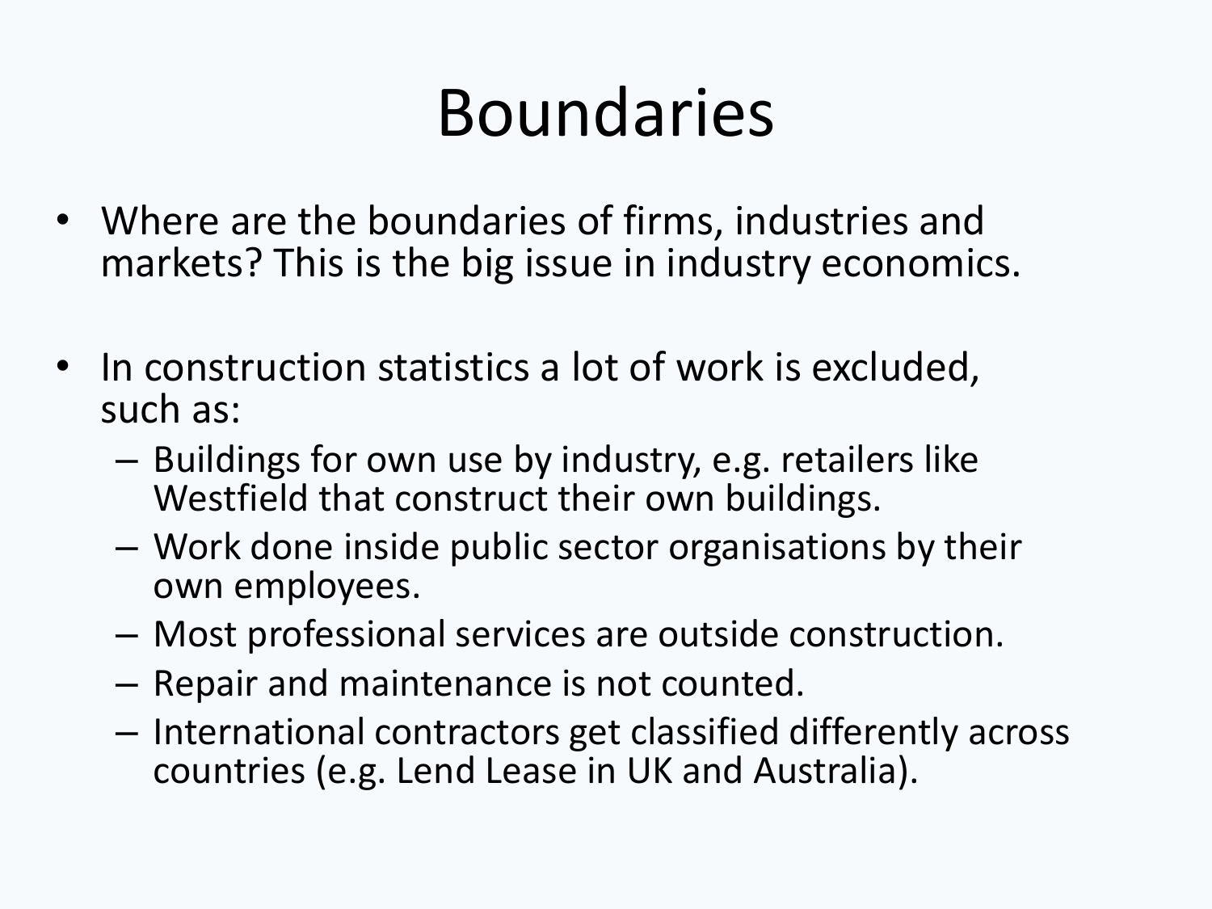# Boundaries

- Where are the boundaries of firms, industries and markets? This is the big issue in industry economics.
- In construction statistics a lot of work is excluded, such as:
  - Buildings for own use by industry, e.g. retailers like Westfield that construct their own buildings.
  - Work done inside public sector organisations by their own employees.
  - Most professional services are outside construction.
  - Repair and maintenance is not counted.
  - International contractors get classified differently across countries (e.g. Lend Lease in UK and Australia).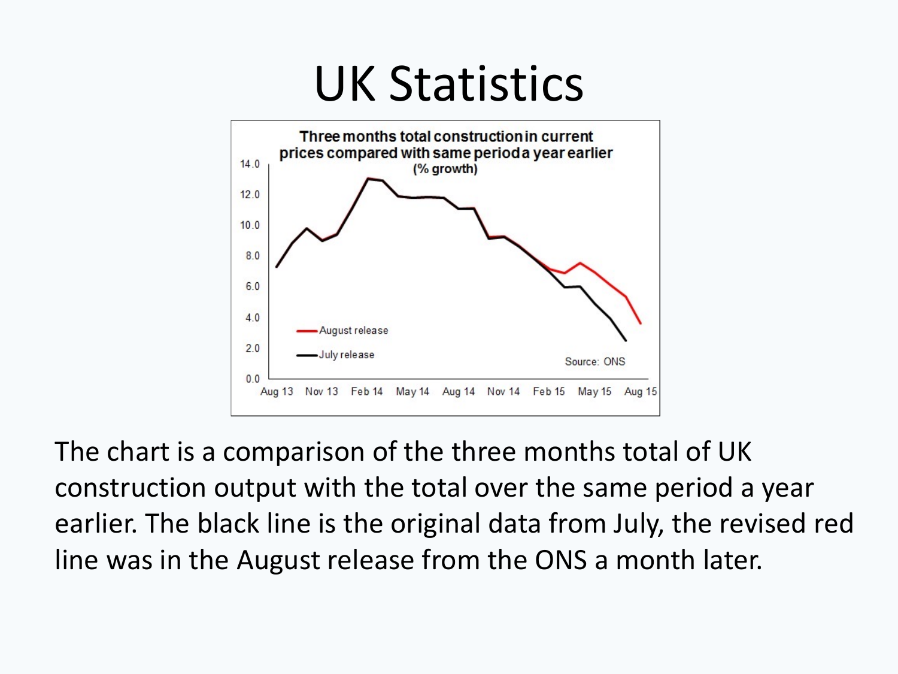# UK Statistics

The chart is a comparison of the three months total of UK construction output with the total over the same period a year earlier. The black line is the original data from July, the revised red line was in the August release from the ONS a month later.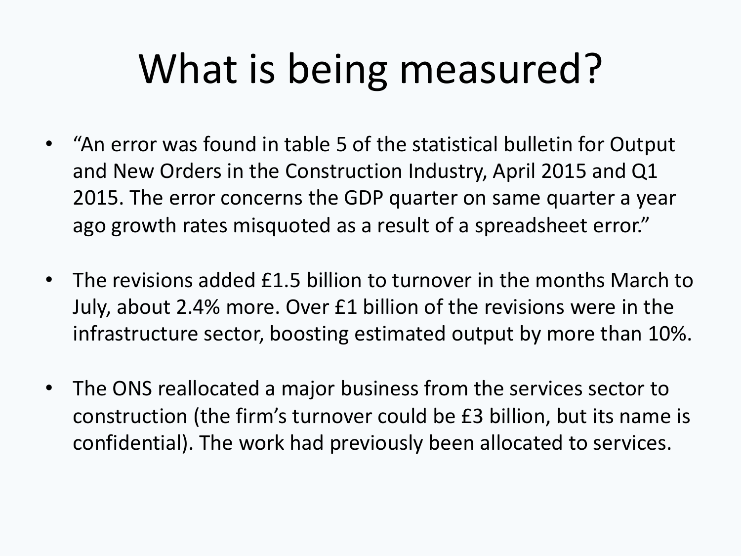# What is being measured?

- "An error was found in table 5 of the statistical bulletin for Output and New Orders in the Construction Industry, April 2015 and Q1 2015. The error concerns the GDP quarter on same quarter a year ago growth rates misquoted as a result of a spreadsheet error."
- The revisions added £1.5 billion to turnover in the months March to July, about 2.4% more. Over £1 billion of the revisions were in the infrastructure sector, boosting estimated output by more than 10%.
- The ONS reallocated a major business from the services sector to construction (the firm's turnover could be £3 billion, but its name is confidential). The work had previously been allocated to services.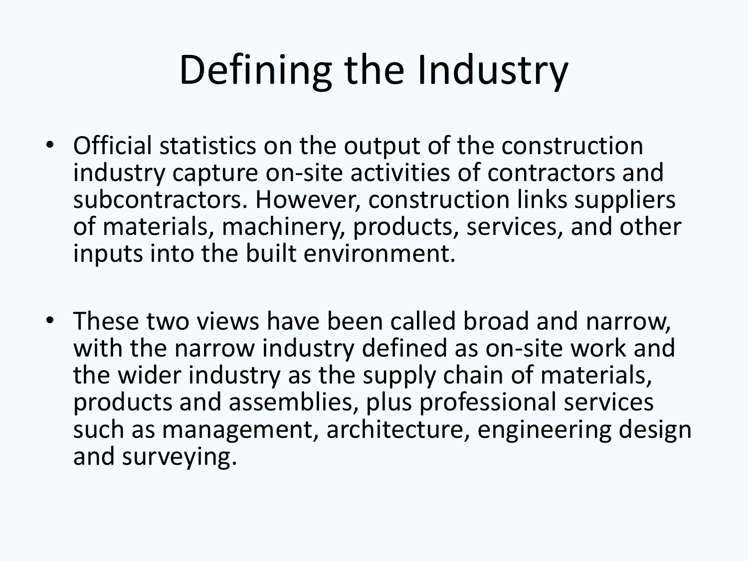# Defining the Industry

- Official statistics on the output of the construction industry capture on-site activities of contractors and subcontractors. However, construction links suppliers of materials, machinery, products, services, and other inputs into the built environment.

- These two views have been called broad and narrow, with the narrow industry defined as on-site work and the wider industry as the supply chain of materials, products and assemblies, plus professional services such as management, architecture, engineering design and surveying.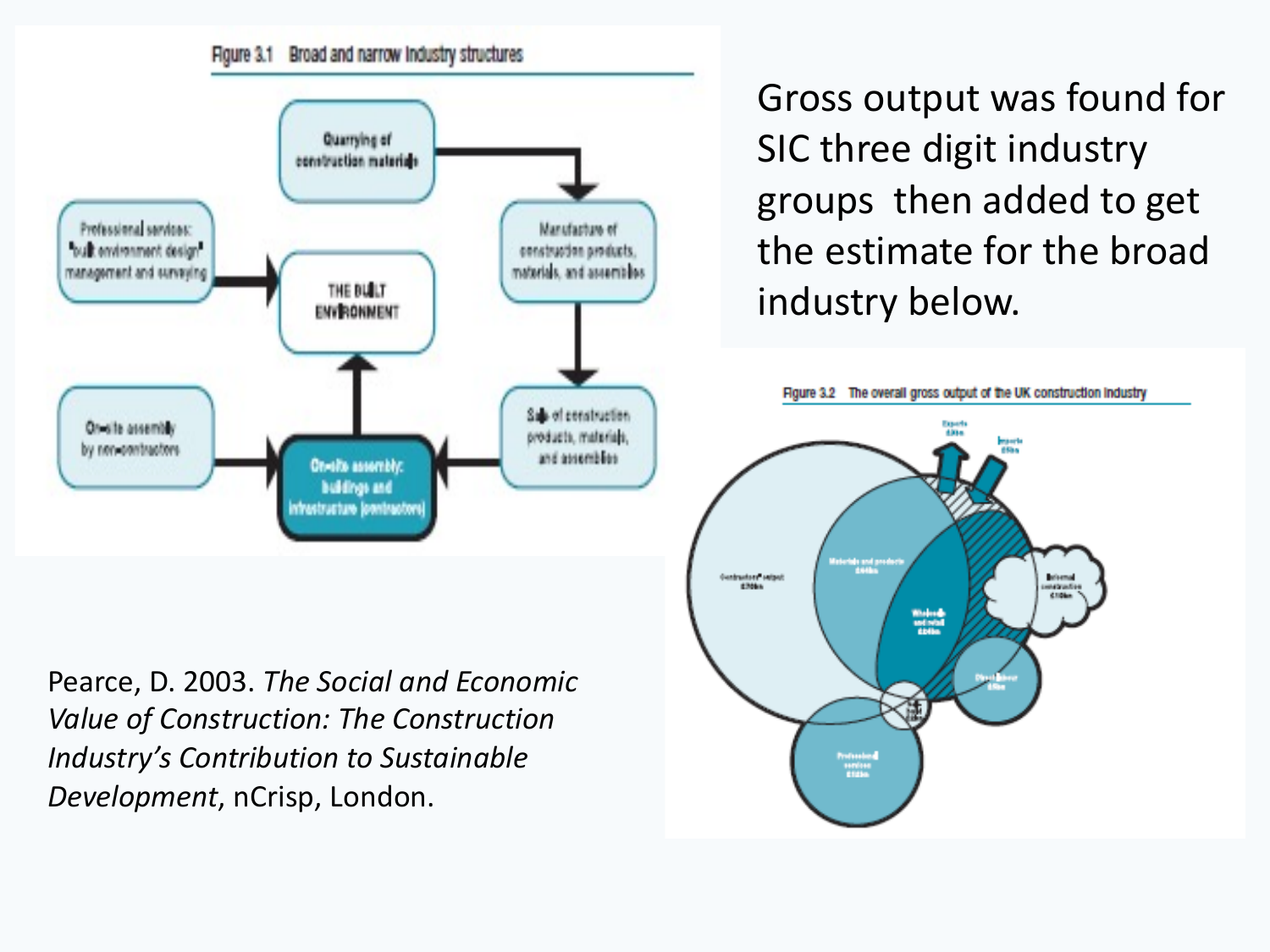Figure 3.1 Broad and narrow industry structures

Gross output was found for SIC three digit industry groups then added to get the estimate for the broad industry below.

Figure 3.2 The overall gross output of the UK construction industry

Pearce, D. 2003. *The Social and Economic Value of Construction: The Construction Industry's Contribution to Sustainable Development*, nCrisp, London.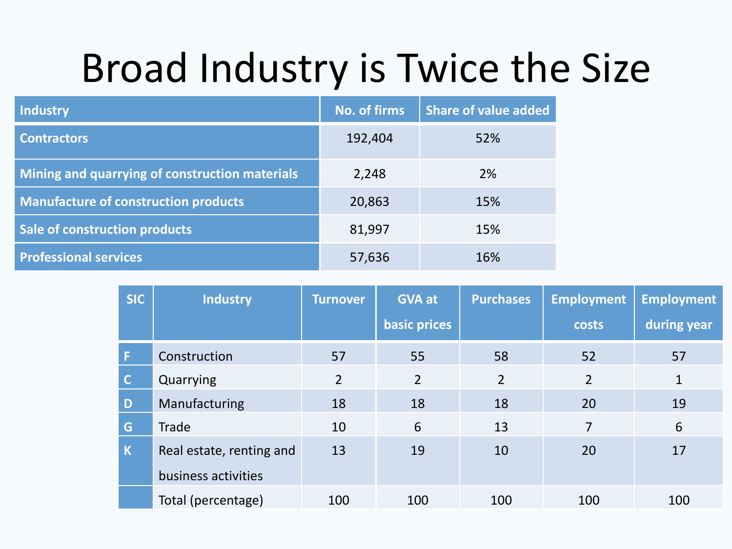# Broad Industry is Twice the Size

| Industry | No. of firms | Share of value added |
|---|---|---|
| Contractors | 192,404 | 52% |
| Mining and quarrying of construction materials | 2,248 | 2% |
| Manufacture of construction products | 20,863 | 15% |
| Sale of construction products | 81,997 | 15% |
| Professional services | 57,636 | 16% |

| SIC | Industry | Turnover | GVA at basic prices | Purchases | Employment costs | Employment during year |
|---|---|---|---|---|---|---|
| F | Construction | 57 | 55 | 58 | 52 | 57 |
| C | Quarrying | 2 | 2 | 2 | 2 | 1 |
| D | Manufacturing | 18 | 18 | 18 | 20 | 19 |
| G | Trade | 10 | 6 | 13 | 7 | 6 |
| K | Real estate, renting and business activities | 13 | 19 | 10 | 20 | 17 |
| | Total (percentage) | 100 | 100 | 100 | 100 | 100 |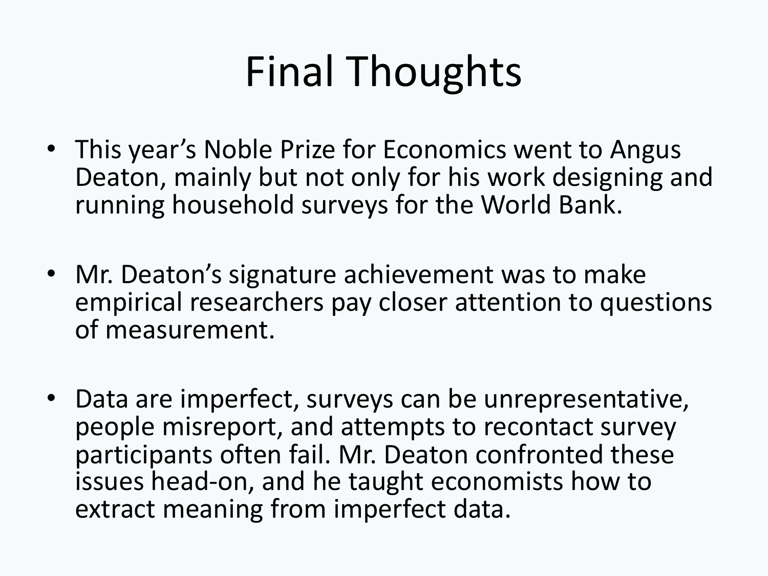# Final Thoughts

- This year's Noble Prize for Economics went to Angus Deaton, mainly but not only for his work designing and running household surveys for the World Bank.

- Mr. Deaton's signature achievement was to make empirical researchers pay closer attention to questions of measurement.

- Data are imperfect, surveys can be unrepresentative, people misreport, and attempts to recontact survey participants often fail. Mr. Deaton confronted these issues head-on, and he taught economists how to extract meaning from imperfect data.